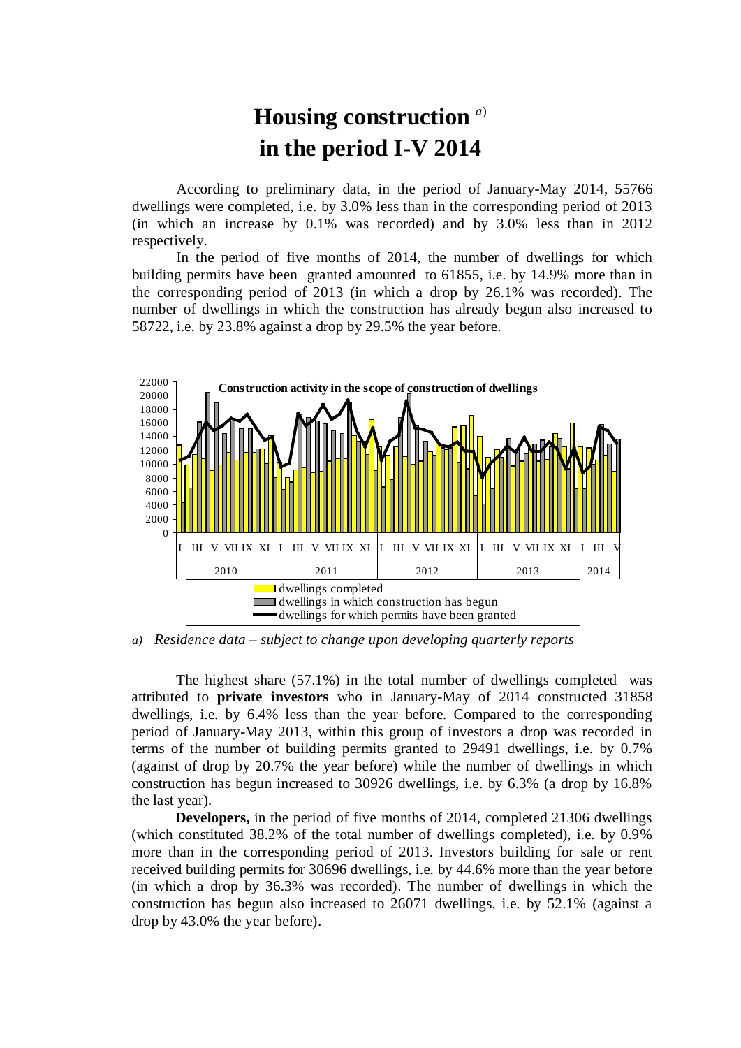# Housing construction [a] in the period I-V 2014

According to preliminary data, in the period of January-May 2014, 55766 dwellings were completed, i.e. by 3.0% less than in the corresponding period of 2013 (in which an increase by 0.1% was recorded) and by 3.0% less than in 2012 respectively.

In the period of five months of 2014, the number of dwellings for which building permits have been granted amounted to 61855, i.e. by 14.9% more than in the corresponding period of 2013 (in which a drop by 26.1% was recorded). The number of dwellings in which the construction has already begun also increased to 58722, i.e. by 23.8% against a drop by 29.5% the year before.

*a) Residence data – subject to change upon developing quarterly reports*

The highest share (57.1%) in the total number of dwellings completed was attributed to **private investors** who in January-May of 2014 constructed 31858 dwellings, i.e. by 6.4% less than the year before. Compared to the corresponding period of January-May 2013, within this group of investors a drop was recorded in terms of the number of building permits granted to 29491 dwellings, i.e. by 0.7% (against of drop by 20.7% the year before) while the number of dwellings in which construction has begun increased to 30926 dwellings, i.e. by 6.3% (a drop by 16.8% the last year).

**Developers,** in the period of five months of 2014, completed 21306 dwellings (which constituted 38.2% of the total number of dwellings completed), i.e. by 0.9% more than in the corresponding period of 2013. Investors building for sale or rent received building permits for 30696 dwellings, i.e. by 44.6% more than the year before (in which a drop by 36.3% was recorded). The number of dwellings in which the construction has begun also increased to 26071 dwellings, i.e. by 52.1% (against a drop by 43.0% the year before).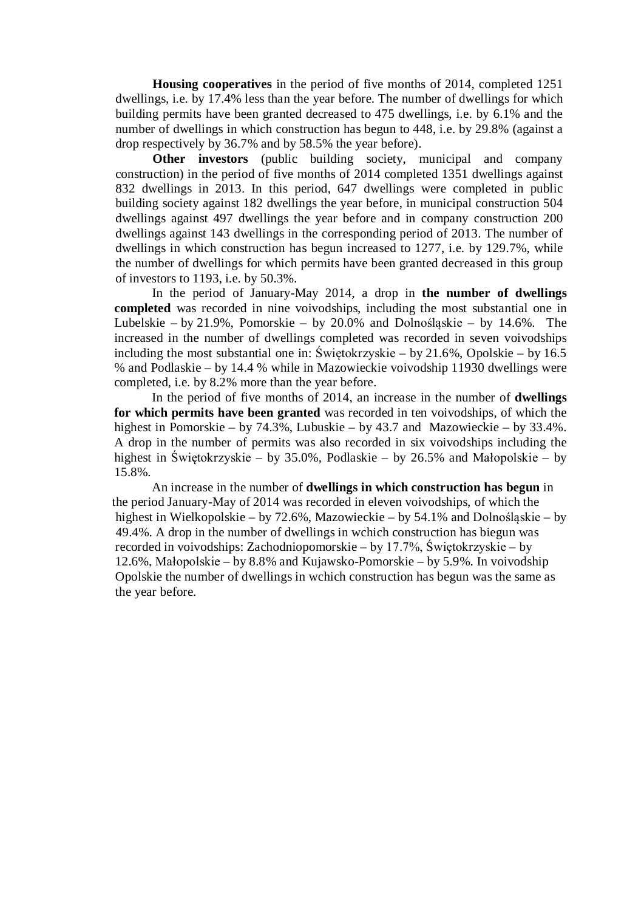**Housing cooperatives** in the period of five months of 2014, completed 1251 dwellings, i.e. by 17.4% less than the year before. The number of dwellings for which building permits have been granted decreased to 475 dwellings, i.e. by 6.1% and the number of dwellings in which construction has begun to 448, i.e. by 29.8% (against a drop respectively by 36.7% and by 58.5% the year before).

**Other investors** (public building society, municipal and company construction) in the period of five months of 2014 completed 1351 dwellings against 832 dwellings in 2013. In this period, 647 dwellings were completed in public building society against 182 dwellings the year before, in municipal construction 504 dwellings against 497 dwellings the year before and in company construction 200 dwellings against 143 dwellings in the corresponding period of 2013. The number of dwellings in which construction has begun increased to 1277, i.e. by 129.7%, while the number of dwellings for which permits have been granted decreased in this group of investors to 1193, i.e. by 50.3%.

In the period of January-May 2014, a drop in **the number of dwellings completed** was recorded in nine voivodships, including the most substantial one in Lubelskie – by 21.9%, Pomorskie – by 20.0% and Dolnośląskie – by 14.6%. The increased in the number of dwellings completed was recorded in seven voivodships including the most substantial one in: Świętokrzyskie – by 21.6%, Opolskie – by 16.5 % and Podlaskie – by 14.4 % while in Mazowieckie voivodship 11930 dwellings were completed, i.e. by 8.2% more than the year before.

In the period of five months of 2014, an increase in the number of **dwellings for which permits have been granted** was recorded in ten voivodships, of which the highest in Pomorskie – by 74.3%, Lubuskie – by 43.7 and Mazowieckie – by 33.4%. A drop in the number of permits was also recorded in six voivodships including the highest in Świętokrzyskie – by 35.0%, Podlaskie – by 26.5% and Małopolskie – by 15.8%.

An increase in the number of **dwellings in which construction has begun** in the period January-May of 2014 was recorded in eleven voivodships, of which the highest in Wielkopolskie – by 72.6%, Mazowieckie – by 54.1% and Dolnośląskie – by 49.4%. A drop in the number of dwellings in wchich construction has biegun was recorded in voivodships: Zachodniopomorskie – by 17.7%, Świętokrzyskie – by 12.6%, Małopolskie – by 8.8% and Kujawsko-Pomorskie – by 5.9%. In voivodship Opolskie the number of dwellings in wchich construction has begun was the same as the year before.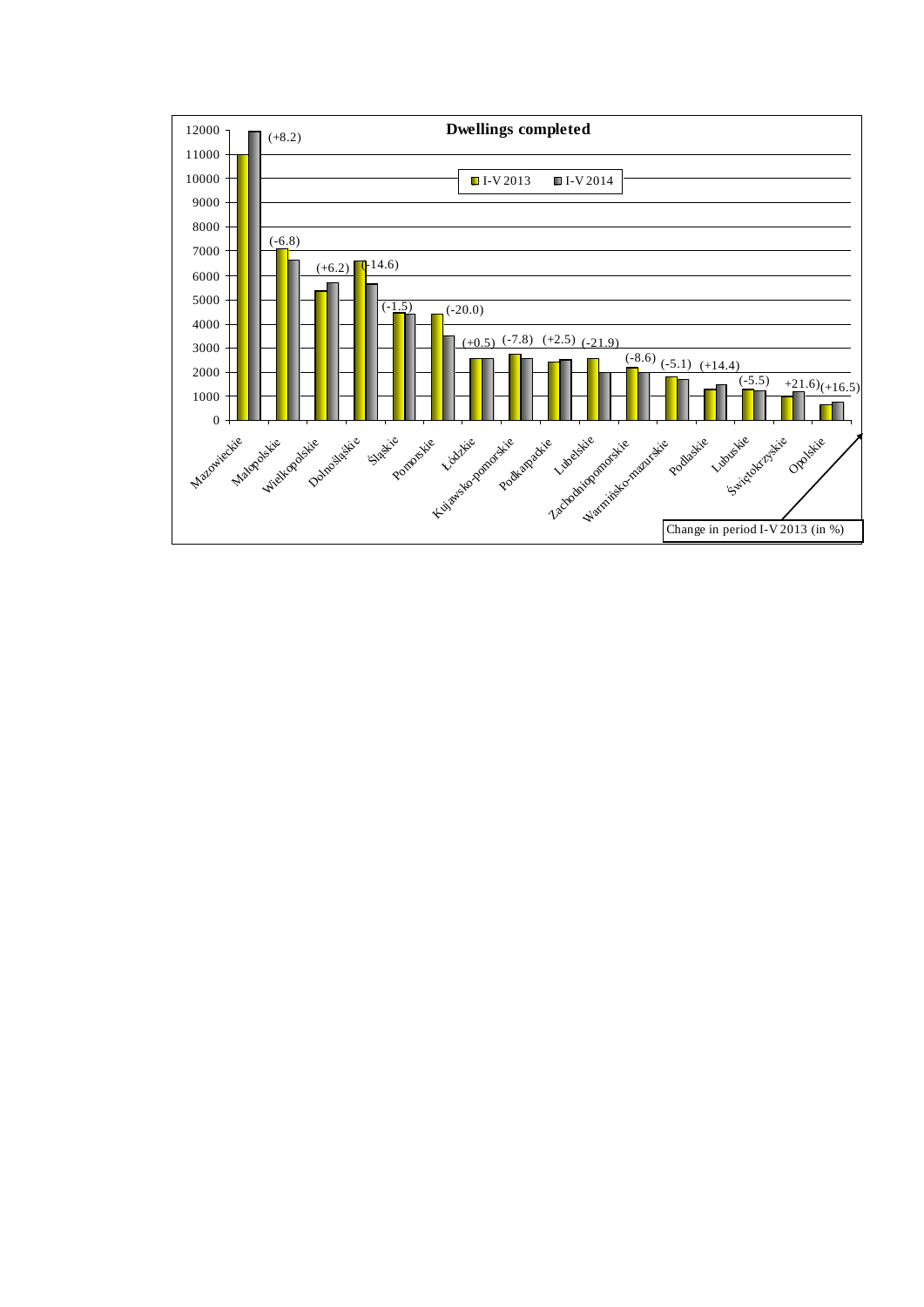**Dwellings completed**

I-V 2013 | I-V 2014

| Voivodship | Change in period I-V 2013 (in %) |
|---|---|
| Mazowieckie | (+8.2) |
| Małopolskie | (-6.8) |
| Wielkopolskie | (+6.2) |
| Dolnośląskie | (-14.6) |
| Śląskie | (-1.5) |
| Pomorskie | (-20.0) |
| Łódzkie | (+0.5) |
| Kujawsko-pomorskie | (-7.8) |
| Podkarpackie | (+2.5) |
| Lubelskie | (-21.9) |
| Zachodniopomorskie | (-8.6) |
| Warmińsko-mazurskie | (-5.1) |
| Podlaskie | (+14.4) |
| Lubuskie | (-5.5) |
| Świętokrzyskie | +21.6) |
| Opolskie | (+16.5) |

Change in period I-V 2013 (in %)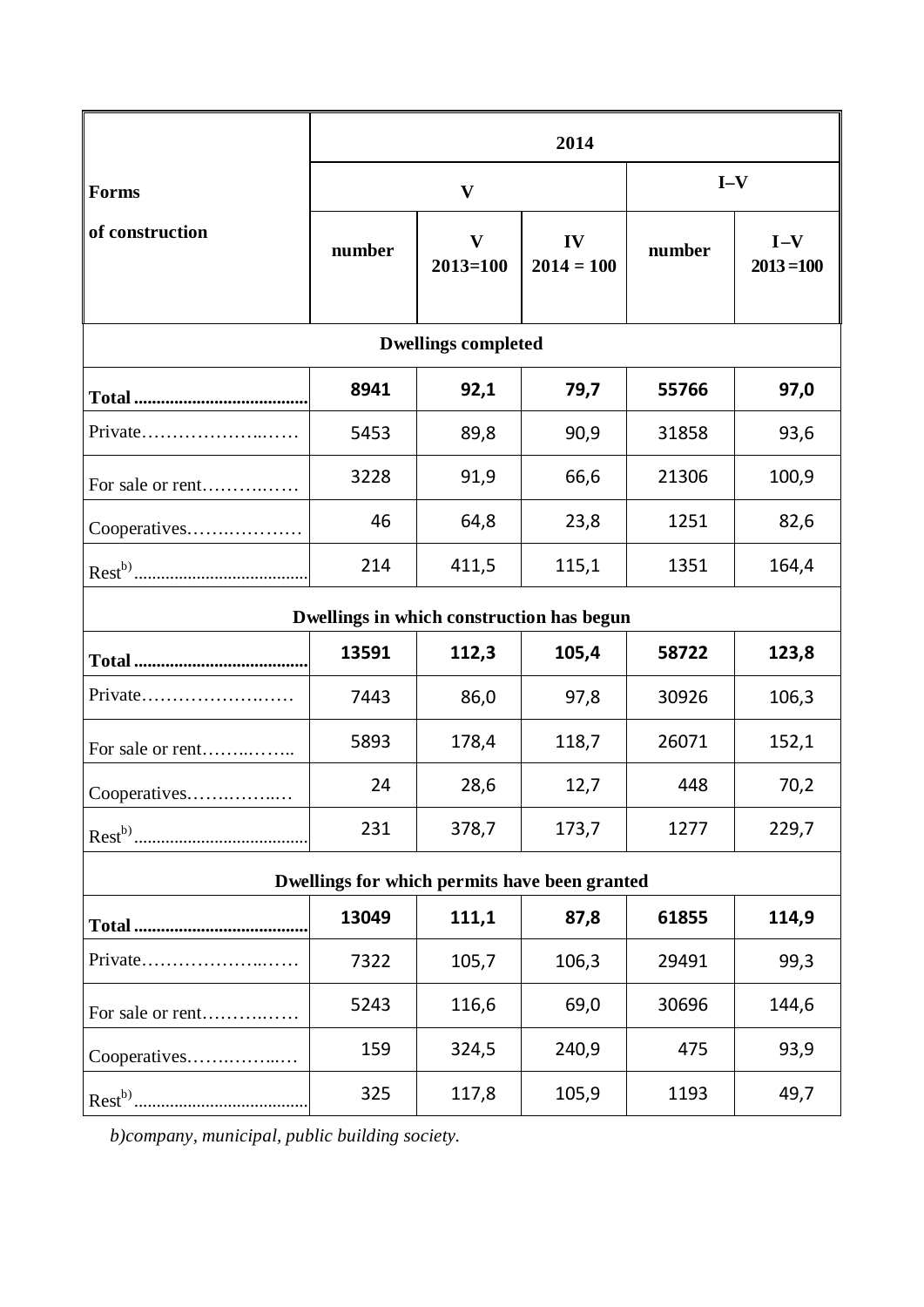| Forms of construction | 2014 | | | | |
|---|---|---|---|---|---|
| | V | | | I–V | |
| | number | V 2013=100 | IV 2014 = 100 | number | I –V 2013 =100 |
| **Dwellings completed** | | | | | |
| **Total** | **8941** | **92,1** | **79,7** | **55766** | **97,0** |
| Private | 5453 | 89,8 | 90,9 | 31858 | 93,6 |
| For sale or rent | 3228 | 91,9 | 66,6 | 21306 | 100,9 |
| Cooperatives | 46 | 64,8 | 23,8 | 1251 | 82,6 |
| Rest[b)] | 214 | 411,5 | 115,1 | 1351 | 164,4 |
| **Dwellings in which construction has begun** | | | | | |
| **Total** | **13591** | **112,3** | **105,4** | **58722** | **123,8** |
| Private | 7443 | 86,0 | 97,8 | 30926 | 106,3 |
| For sale or rent | 5893 | 178,4 | 118,7 | 26071 | 152,1 |
| Cooperatives | 24 | 28,6 | 12,7 | 448 | 70,2 |
| Rest[b)] | 231 | 378,7 | 173,7 | 1277 | 229,7 |
| **Dwellings for which permits have been granted** | | | | | |
| **Total** | **13049** | **111,1** | **87,8** | **61855** | **114,9** |
| Private | 7322 | 105,7 | 106,3 | 29491 | 99,3 |
| For sale or rent | 5243 | 116,6 | 69,0 | 30696 | 144,6 |
| Cooperatives | 159 | 324,5 | 240,9 | 475 | 93,9 |
| Rest[b)] | 325 | 117,8 | 105,9 | 1193 | 49,7 |

*b)company, municipal, public building society.*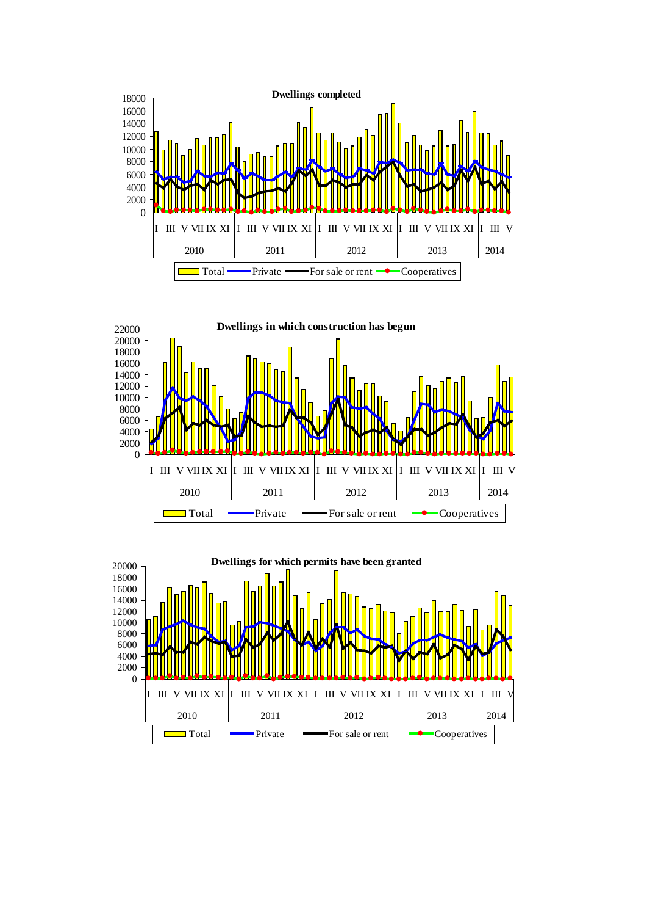**Dwellings completed**

18000
16000
14000
12000
10000
8000
6000
4000
2000
0

I III V VII IX XI I III V VII IX XI I III V VII IX XI I III V VII IX XI I III V

2010 2011 2012 2013 2014

Total Private For sale or rent Cooperatives

**Dwellings in which construction has begun**

22000
20000
18000
16000
14000
12000
10000
8000
6000
4000
2000
0

I III V VII IX XI I III V VII IX XI I III V VII IX XI I III V VII IX XI I III V

2010 2011 2012 2013 2014

Total Private For sale or rent Cooperatives

**Dwellings for which permits have been granted**

20000
18000
16000
14000
12000
10000
8000
6000
4000
2000
0

I III V VII IX XI I III V VII IX XI I III V VII IX XI I III V VII IX XI I III V

2010 2011 2012 2013 2014

Total Private For sale or rent Cooperatives